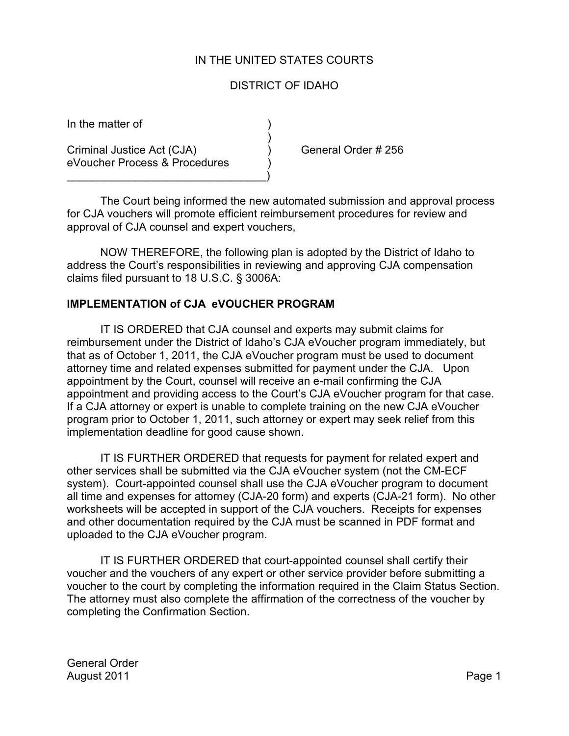IN THE UNITED STATES COURTS

DISTRICT OF IDAHO

In the matter of )
)
Criminal Justice Act (CJA) ) General Order # 256
eVoucher Process & Procedures )
________________________________)

The Court being informed the new automated submission and approval process for CJA vouchers will promote efficient reimbursement procedures for review and approval of CJA counsel and expert vouchers,

NOW THEREFORE, the following plan is adopted by the District of Idaho to address the Court's responsibilities in reviewing and approving CJA compensation claims filed pursuant to 18 U.S.C. § 3006A:

**IMPLEMENTATION of CJA eVOUCHER PROGRAM**

IT IS ORDERED that CJA counsel and experts may submit claims for reimbursement under the District of Idaho's CJA eVoucher program immediately, but that as of October 1, 2011, the CJA eVoucher program must be used to document attorney time and related expenses submitted for payment under the CJA. Upon appointment by the Court, counsel will receive an e-mail confirming the CJA appointment and providing access to the Court's CJA eVoucher program for that case. If a CJA attorney or expert is unable to complete training on the new CJA eVoucher program prior to October 1, 2011, such attorney or expert may seek relief from this implementation deadline for good cause shown.

IT IS FURTHER ORDERED that requests for payment for related expert and other services shall be submitted via the CJA eVoucher system (not the CM-ECF system). Court-appointed counsel shall use the CJA eVoucher program to document all time and expenses for attorney (CJA-20 form) and experts (CJA-21 form). No other worksheets will be accepted in support of the CJA vouchers. Receipts for expenses and other documentation required by the CJA must be scanned in PDF format and uploaded to the CJA eVoucher program.

IT IS FURTHER ORDERED that court-appointed counsel shall certify their voucher and the vouchers of any expert or other service provider before submitting a voucher to the court by completing the information required in the Claim Status Section. The attorney must also complete the affirmation of the correctness of the voucher by completing the Confirmation Section.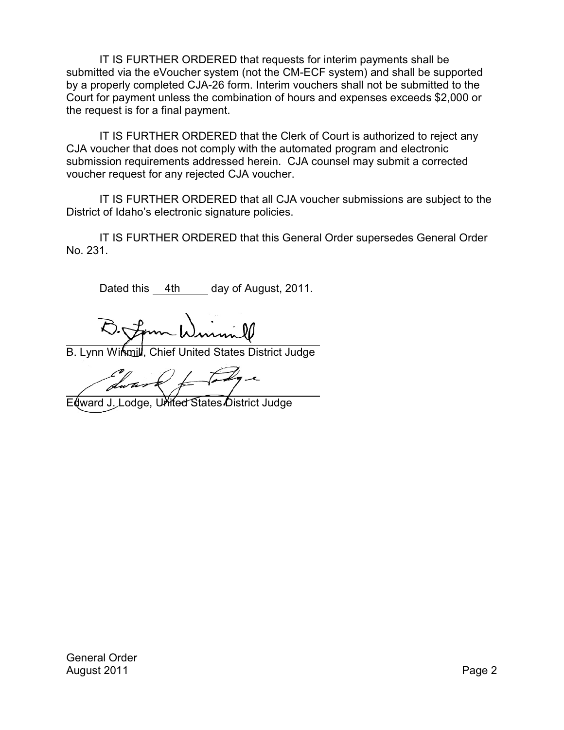IT IS FURTHER ORDERED that requests for interim payments shall be submitted via the eVoucher system (not the CM-ECF system) and shall be supported by a properly completed CJA-26 form. Interim vouchers shall not be submitted to the Court for payment unless the combination of hours and expenses exceeds $2,000 or the request is for a final payment.

IT IS FURTHER ORDERED that the Clerk of Court is authorized to reject any CJA voucher that does not comply with the automated program and electronic submission requirements addressed herein. CJA counsel may submit a corrected voucher request for any rejected CJA voucher.

IT IS FURTHER ORDERED that all CJA voucher submissions are subject to the District of Idaho's electronic signature policies.

IT IS FURTHER ORDERED that this General Order supersedes General Order No. 231.

Dated this 4th day of August, 2011.

B. Lynn Winmill, Chief United States District Judge

Edward J. Lodge, United States District Judge

General Order
August 2011